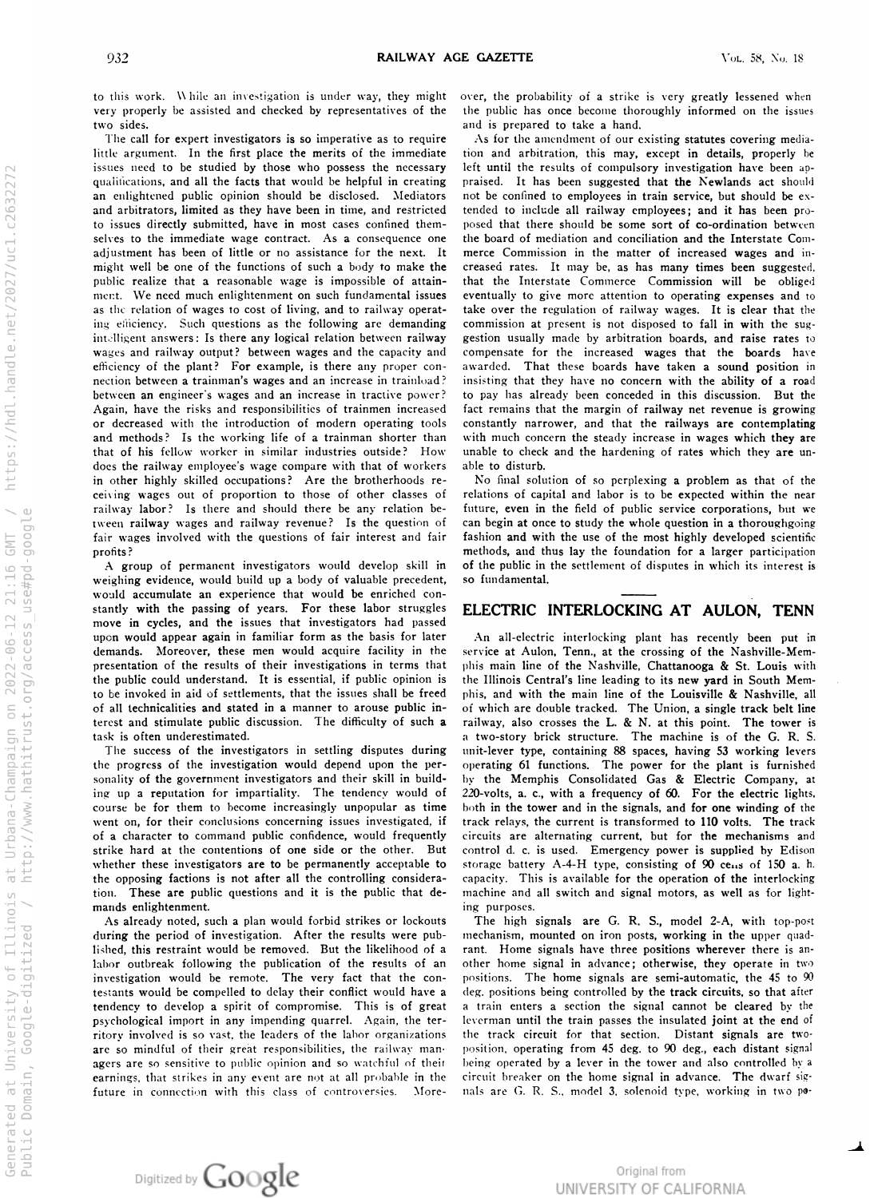to this work. While an investigation is under way, they might very properly be assisted and checked by representatives of the two sides.

The call for expert investigators is so imperative as to require little argument. In the first place the merits of the immediate issues need to be studied by those who possess the necessary qualifications, and all the facts that would be helpful in creating an enlightened public opinion should be disclosed. Mediators and arbitrators, limited as they have been in time, and restricted to issues directly submitted, have in most cases confined themselves to the immediate wage contract. As a consequence one adjustment has been of little or no assistance for the next. It might well be one of the functions of such a body to make the public realize that a reasonable wage is impossible of attainment. We need much enlightenment on such fundamental issues as the relation of wages to cost of living, and to railway operating efficiency. Such questions as the following are demanding intelligent answers: Is there any logical relation between railway wages and railway output? between wages and the capacity and efficiency of the plant? For example, is there any proper connection between a trainman's wages and an increase in trainload? between an engineer's wages and an increase in tractive power? Again, have the risks and responsibilities of trainmen increased or decreased with the introduction of modern operating tools and methods? Is the working life of a trainman shorter than that of his fellow worker in similar industries outside? How does the railway employee's wage compare with that of workers in other highly skilled occupations? Are the brotherhoods receiving wages out of proportion to those of other classes of railway labor? Is there and should there be any relation between railway wages and railway revenue? Is the question of fair wages involved with the questions of fair interest and fair profits?

A group of permanent investigators would develop skill in weighing evidence, would build up a body of valuable precedent, would accumulate an experience that would be enriched constantly with the passing of years. For these labor struggles move in cycles, and the issues that investigators had passed upon would appear again in familiar form as the basis for later demands. Moreover, these men would acquire facility in the presentation of the results of their investigations in terms that the public could understand. It is essential, if public opinion is to be invoked in aid of settlements, that the issues shall be freed of all technicalities and stated in a manner to arouse public interest and stimulate public discussion. The difficulty of such a task is often underestimated.

The success of the investigators in settling disputes during the progress of the investigation would depend upon the personality of the government investigators and their skill in building up a reputation for impartiality. The tendency would of course be for them to become increasingly unpopular as time went on, for their conclusions concerning issues investigated, if of a character to command public confidence, would frequently strike hard at the contentions of one side or the other. But whether these investigators are to be permanently acceptable to the opposing factions is not after all the controlling consideration. These are public questions and it is the public that demands enlightenment.

As already noted, such a plan would forbid strikes or lockouts during the period of investigation. After the results were published, this restraint would be removed. But the likelihood of a labor outbreak following the publication of the results of an investigation would be remote. The very fact that the contestants would be compelled to delay their conflict would have a tendency to develop a spirit of compromise. This is of great psychological import in any impending quarrel. Again, the territory involved is so vast, the leaders of the labor organizations are so mindful of their great responsibilities, the railway managers are so sensitive to public opinion and so watchful of their earnings, that strikes in any event are not at all probable in the future in connection with this class of controversies. Moreover, the probability of a strike is very greatly lessened when the public has once become thoroughly informed on the issues and is prepared to take a hand.

As for the amendment of our existing statutes covering mediation and arbitration, this may, except in details, properly be left until the results of compulsory investigation have been appraised. It has been suggested that the Newlands act should not be confined to employees in train service, but should be extended to include all railway employees; and it has been proposed that there should be some sort of co-ordination between the board of mediation and conciliation and the Interstate Commerce Commission in the matter of increased wages and increased rates. It may be, as has many times been suggested, that the Interstate Commerce Commission will be obliged eventually to give more attention to operating expenses and to take over the regulation of railway wages. It is clear that the commission at present is not disposed to fall in with the suggestion usually made by arbitration boards, and raise rates to compensate for the increased wages that the boards have awarded. That these boards have taken a sound position in insisting that they have no concern with the ability of a road to pay has already been conceded in this discussion. But the fact remains that the margin of railway net revenue is growing constantly narrower, and that the railways are contemplating with much concern the steady increase in wages which they are unable to check and the hardening of rates which they are unable to disturb.

No final solution of so perplexing a problem as that of the relations of capital and labor is to be expected within the near future, even in the field of public service corporations, but we can begin at once to study the whole question in a thoroughgoing fashion and with the use of the most highly developed scientific methods, and thus lay the foundation for a larger participation of the public in the settlement of disputes in which its interest is so fundamental.

## ELECTRIC INTERLOCKING AT AULON, TENN

An all-electric interlocking plant has recently been put in service at Aulon, Tenn., at the crossing of the Nashville-Memphis main line of the Nashville, Chattanooga & St. Louis with the Illinois Central's line leading to its new yard in South Memphis, and with the main line of the Louisville & Nashville, all of which are double tracked. The Union, a single track belt line railway, also crosses the L. & N. at this point. The tower is a two-story brick structure. The machine is of the G. R. S. unit-lever type, containing 88 spaces, having 53 working levers operating 61 functions. The power for the plant is furnished by the Memphis Consolidated Gas & Electric Company, at 220-volts, a. c., with a frequency of 60. For the electric lights, both in the tower and in the signals, and for one winding of the track relays, the current is transformed to 110 volts. The track circuits are alternating current, but for the mechanisms and control d. c. is used. Emergency power is supplied by Edison storage battery A-4-H type, consisting of 90 cells of 150 a. h. capacity. This is available for the operation of the interlocking machine and all switch and signal motors, as well as for lighting purposes.

The high signals are G. R. S., model 2-A, with top-post mechanism, mounted on iron posts, working in the upper quadrant. Home signals have three positions wherever there is another home signal in advance; otherwise, they operate in two positions. The home signals are semi-automatic, the 45 to 90 deg. positions being controlled by the track circuits, so that after a train enters a section the signal cannot be cleared by the leverman until the train passes the insulated joint at the end of the track circuit for that section. Distant signals are two-position, operating from 45 deg. to 90 deg., each distant signal being operated by a lever in the tower and also controlled by a circuit breaker on the home signal in advance. The dwarf signals are G. R. S., model 3, solenoid type, working in two po-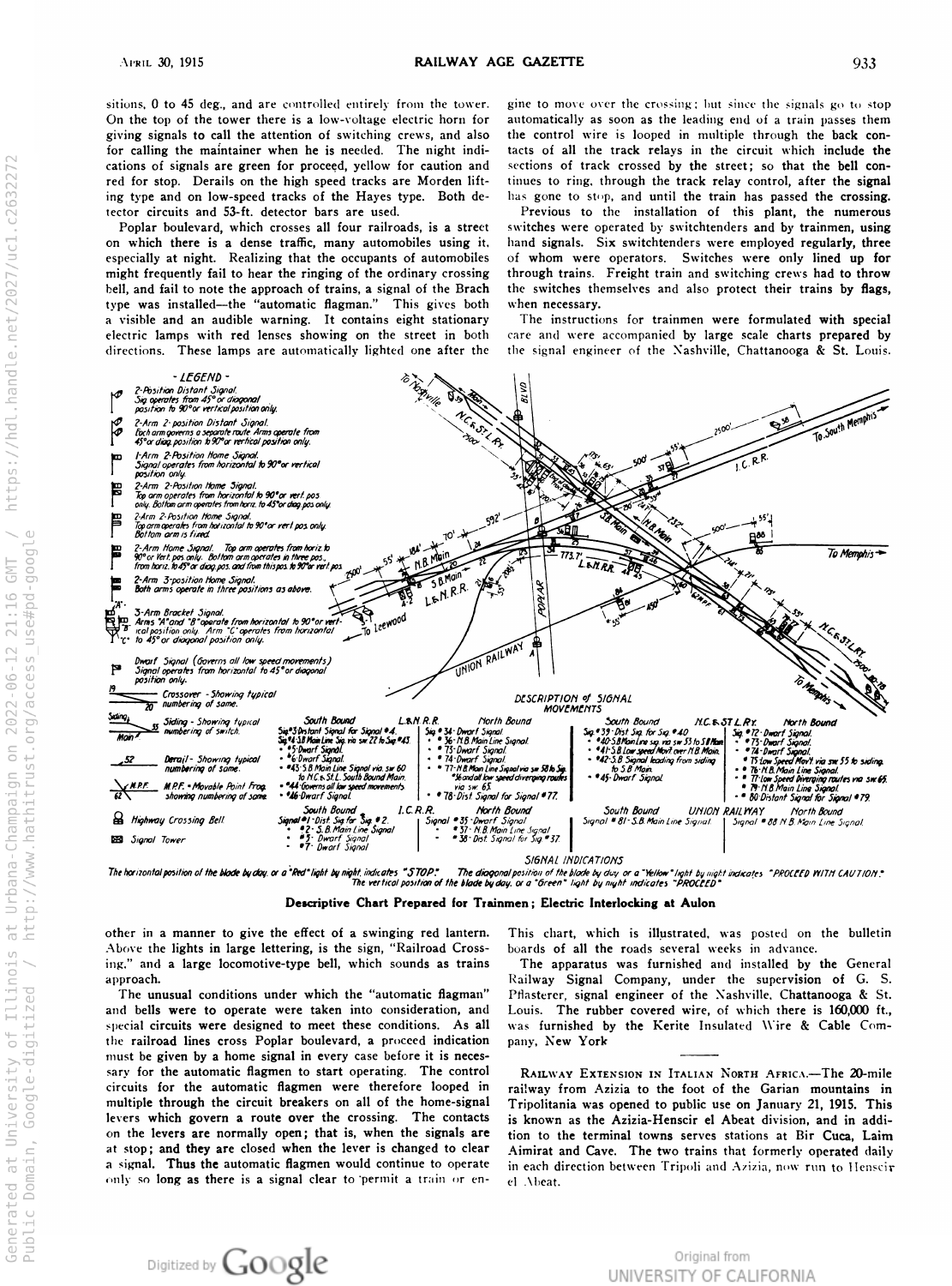sitions, 0 to 45 deg., and are controlled entirely from the tower. On the top of the tower there is a low-voltage electric horn for giving signals to call the attention of switching crews, and also for calling the maintainer when he is needed. The night indications of signals are green for proceed, yellow for caution and red for stop. Derails on the high speed tracks are Morden lifting type and on low-speed tracks of the Hayes type. Both detector circuits and 53-ft. detector bars are used.

Poplar boulevard, which crosses all four railroads, is a street on which there is a dense traffic, many automobiles using it, especially at night. Realizing that the occupants of automobiles might frequently fail to hear the ringing of the ordinary crossing bell, and fail to note the approach of trains, a signal of the Brach type was installed—the "automatic flagman." This gives both a visible and an audible warning. It contains eight stationary electric lamps with red lenses showing on the street in both directions. These lamps are automatically lighted one after the other in a manner to give the effect of a swinging red lantern. Above the lights in large lettering, is the sign, "Railroad Crossing," and a large locomotive-type bell, which sounds as trains approach.

The unusual conditions under which the "automatic flagman" and bells were to operate were taken into consideration, and special circuits were designed to meet these conditions. As all the railroad lines cross Poplar boulevard, a proceed indication must be given by a home signal in every case before it is necessary for the automatic flagmen to start operating. The control circuits for the automatic flagmen were therefore looped in multiple through the circuit breakers on all of the home-signal levers which govern a route over the crossing. The contacts on the levers are normally open; that is, when the signals are at stop; and they are closed when the lever is changed to clear a signal. Thus the automatic flagmen would continue to operate only so long as there is a signal clear to permit a train or engine to move over the crossing; but since the signals go to stop automatically as soon as the leading end of a train passes them the control wire is looped in multiple through the back contacts of all the track relays in the circuit which include the sections of track crossed by the street; so that the bell continues to ring, through the track relay control, after the signal has gone to stop, and until the train has passed the crossing.

Previous to the installation of this plant, the numerous switches were operated by switchtenders and by trainmen, using hand signals. Six switchtenders were employed regularly, three of whom were operators. Switches were only lined up for through trains. Freight train and switching crews had to throw the switches themselves and also protect their trains by flags, when necessary.

The instructions for trainmen were formulated with special care and were accompanied by large scale charts prepared by the signal engineer of the Nashville, Chattanooga & St. Louis.

- LEGEND -

2-Position Distant Signal. Sig operates from 45° or diagonal position to 90° or vertical position only.

2-Arm 2-position Distant Signal. Each arm governs a separate route. Arms operate from 45° or diag. position to 90° or vertical position only.

1-Arm 2-Position Home Signal. Signal operates from horizontal to 90° or vertical position only.

2-Arm 2-Position Home Signal. Top arm operates from horizontal to 90° or vert. pos. only. Bottom arm operates from horiz. to 45° or diag. pos. only.

2-Arm 2-Position Home Signal. Top arm operates from horizontal to 90° or vert. pos. only. Bottom arm is fixed.

2-Arm Home Signal. Top arm operates from horiz. to 90° or Vert. pos. only. Bottom arm operates in three pos., from horiz. to 45° or diag. pos. and from this pos. to 90° or vert. pos.

2-Arm 3-position Home Signal. Both arms operate in three positions as above.

3-Arm Bracket Signal. Arms "A" and "B" operate from horizontal to 90° or vertical position only. Arm "C" operates from horizontal to 45° or diagonal position only.

Dwarf Signal (Governs all low speed movements) Signal operates from horizontal to 45° or diagonal position only.

Crossover - Showing typical numbering of same.

Siding - Showing typical numbering of switch.

Derail - Showing typical numbering of same.

M.P.F. - Movable Point Frog showing numbering of same.

Highway Crossing Bell

Signal Tower

To Nashville; N.C.& St.L.Ry.; BLVD; To South Memphis; I.C.R.R.; To Memphis; N.B. Main; S.B. Main; L.&N.R.R.; To Leewood; POPLAR; UNION RAILWAY; L.&N.R.R.; S.B. Main; N.B. Main; N.C.& St.L.Ry.; To Memphis

DESCRIPTION of SIGNAL MOVEMENTS

L.&N.R.R. South Bound: Sig. #3 Distant Signal for Signal #4. Sig. #4 S.B. Main Line Sig. via sw 22 to Sig. #43. #5 Dwarf Signal. #6 Dwarf Signal. #43 S.B. Main Line Signal via sw 60 to N.C.& St.L. South Bound Main. #44 Governs all low speed movements. #46 Dwarf Signal.

L.&N.R.R. North Bound: Sig. #34 Dwarf Signal. #36 N.B. Main Line Signal. #75 Dwarf Signal. #74 Dwarf Signal. #77 N.B. Main Line Signal via sw 58 to Sig. #36 and all low speed diverging routes via sw 65. #78 Dist. Signal for Signal #77.

N.C.& St.L.Ry. South Bound: Sig. #39 Dist. Sig. for Sig. #40. #40 S.B. Main Line sig. via sw 53 to S.B. Main. #41 S.B. Low speed Mov't over N.B. Main. #42 S.B. Signal leading from siding to S.B. Main. #45 Dwarf Signal.

N.C.& St.L.Ry. North Bound: Sig. #72 Dwarf Signal. #73 Dwarf Signal. #74 Dwarf Signal. #75 Low Speed Mov't via sw 55 to siding. #76 N.B. Main Line Signal. #77 Low Speed Diverging routes via sw 65. #79 N.B. Main Line Signal. #80 Distant Signal for Signal #79.

I.C.R.R. South Bound: Signal #1 Dist. Sig. for Sig. #2. #2 S.B. Main Line Signal. #5 Dwarf Signal. #7 Dwarf Signal.

I.C.R.R. North Bound: Signal #35 Dwarf Signal. #37 N.B. Main Line Signal. #38 Dist. Signal for Sig. #37.

UNION RAILWAY South Bound: Signal #81 S.B. Main Line Signal.

UNION RAILWAY North Bound: Signal #88 N.B. Main Line Signal.

SIGNAL INDICATIONS

The horizontal position of the blade by day, or a "Red" light by night, indicates "STOP." The diagonal position of the blade by day or a "Yellow" light by night indicates "PROCEED WITH CAUTION." The vertical position of the blade by day, or a "Green" light by night indicates "PROCEED"

**Descriptive Chart Prepared for Trainmen; Electric Interlocking at Aulon**

This chart, which is illustrated, was posted on the bulletin boards of all the roads several weeks in advance.

The apparatus was furnished and installed by the General Railway Signal Company, under the supervision of G. S. Pflasterer, signal engineer of the Nashville, Chattanooga & St. Louis. The rubber covered wire, of which there is 160,000 ft., was furnished by the Kerite Insulated Wire & Cable Company, New York

---

Railway Extension in Italian North Africa.—The 20-mile railway from Azizia to the foot of the Garian mountains in Tripolitania was opened to public use on January 21, 1915. This is known as the Azizia-Henscir el Abeat division, and in addition to the terminal towns serves stations at Bir Cuca, Laim Aimirat and Cave. The two trains that formerly operated daily in each direction between Tripoli and Azizia, now run to Henscir el Abeat.